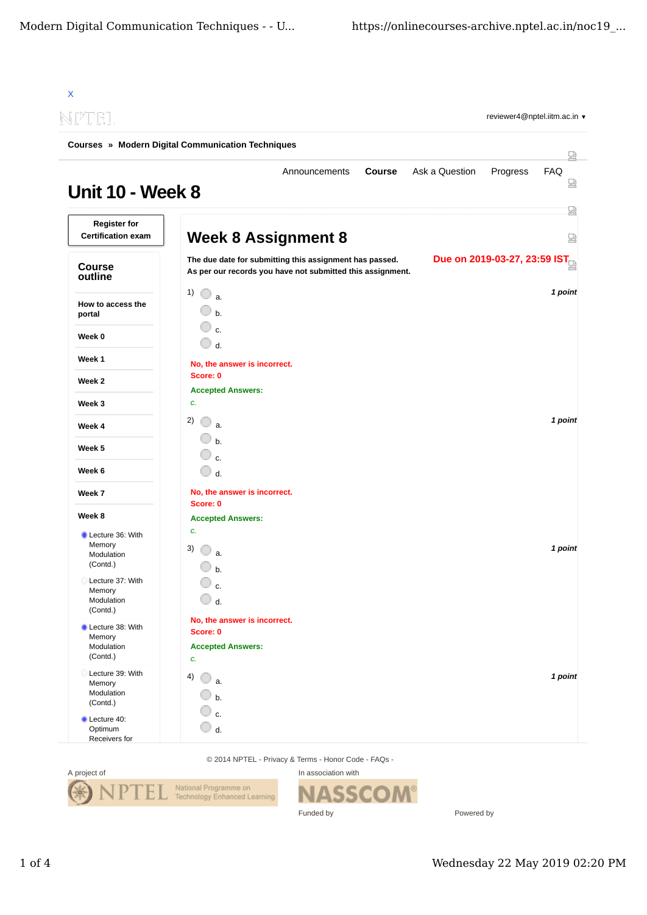X

NPTEL

reviewer4@nptel.iitm.ac.in ▼

**Courses » Modern Digital Communication Techniques**

Announcements **Course** Ask a Question Progress FAQ

# Unit 10 - Week 8

Register for Certification exam

## Course outline

- How to access the portal
- Week 0
- Week 1
- Week 2
- Week 3
- Week 4
- Week 5
- Week 6
- Week 7
- Week 8
  - Lecture 36: With Memory Modulation (Contd.)
  - Lecture 37: With Memory Modulation (Contd.)
  - Lecture 38: With Memory Modulation (Contd.)
  - Lecture 39: With Memory Modulation (Contd.)
  - Lecture 40: Optimum Receivers for

## Week 8 Assignment 8

**The due date for submitting this assignment has passed.**
**As per our records you have not submitted this assignment.**

**Due on 2019-03-27, 23:59 IST.**

1) *1 point*

a.

b.

c.

d.

**No, the answer is incorrect.**
**Score: 0**

**Accepted Answers:**
*c.*

2) *1 point*

a.

b.

c.

d.

**No, the answer is incorrect.**
**Score: 0**

**Accepted Answers:**
*c.*

3) *1 point*

a.

b.

c.

d.

**No, the answer is incorrect.**
**Score: 0**

**Accepted Answers:**
*c.*

4) *1 point*

a.

b.

c.

d.

© 2014 NPTEL - Privacy & Terms - Honor Code - FAQs -

A project of NPTEL National Programme on Technology Enhanced Learning

In association with NASSCOM

Funded by

Powered by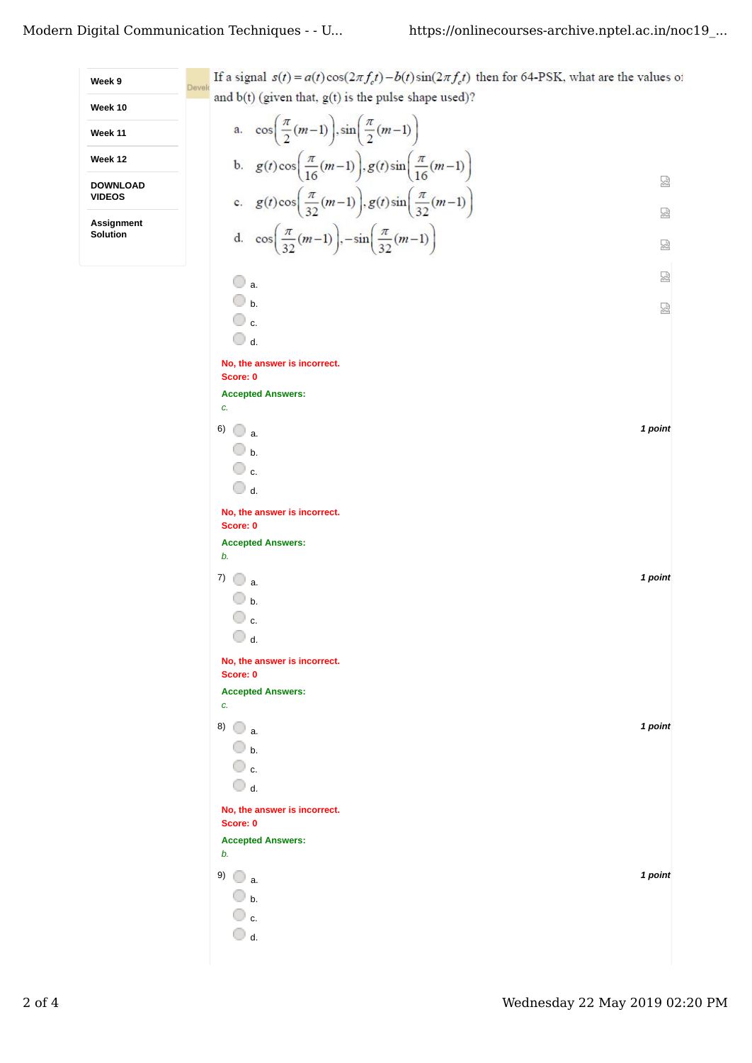- Week 9
- Week 10
- Week 11
- Week 12
- DOWNLOAD VIDEOS
- Assignment Solution

If a signal $s(t) = a(t)\cos(2\pi f_c t) - b(t)\sin(2\pi f_c t)$ then for 64-PSK, what are the values of a(t) and b(t) (given that, g(t) is the pulse shape used)?

a. $\cos\left(\frac{\pi}{2}(m-1)\right), \sin\left(\frac{\pi}{2}(m-1)\right)$

b. $g(t)\cos\left(\frac{\pi}{16}(m-1)\right), g(t)\sin\left(\frac{\pi}{16}(m-1)\right)$

c. $g(t)\cos\left(\frac{\pi}{32}(m-1)\right), g(t)\sin\left(\frac{\pi}{32}(m-1)\right)$

d. $\cos\left(\frac{\pi}{32}(m-1)\right), -\sin\left(\frac{\pi}{32}(m-1)\right)$

- a.
- b.
- c.
- d.

No, the answer is incorrect.
Score: 0

**Accepted Answers:**
*c.*

6) *1 point*

- a.
- b.
- c.
- d.

No, the answer is incorrect.
Score: 0

**Accepted Answers:**
*b.*

7) *1 point*

- a.
- b.
- c.
- d.

No, the answer is incorrect.
Score: 0

**Accepted Answers:**
*c.*

8) *1 point*

- a.
- b.
- c.
- d.

No, the answer is incorrect.
Score: 0

**Accepted Answers:**
*b.*

9) *1 point*

- a.
- b.
- c.
- d.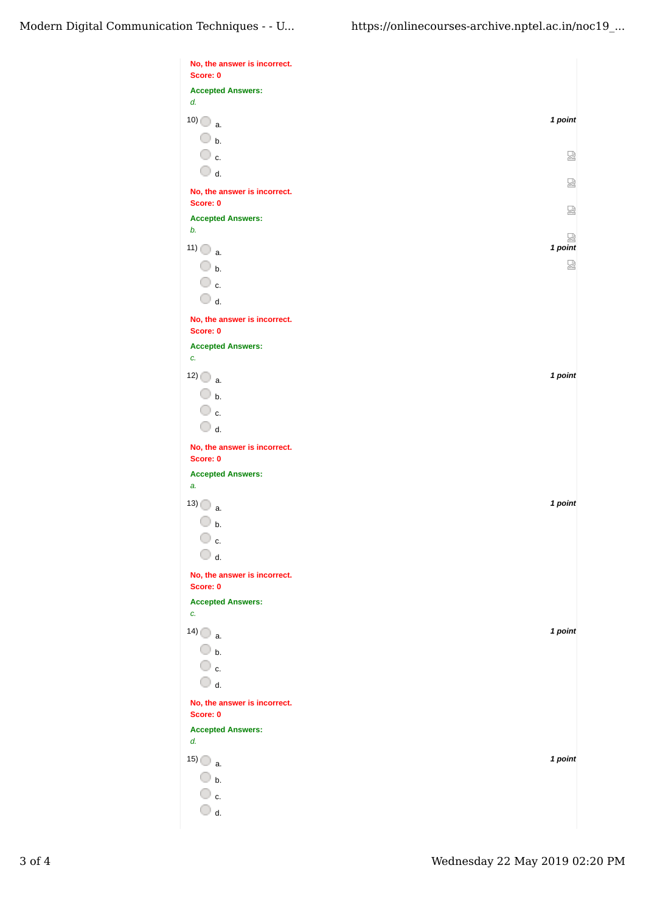No, the answer is incorrect.
Score: 0

Accepted Answers:
*d.*

10) 1 point

- a.
- b.
- c.
- d.

No, the answer is incorrect.
Score: 0

Accepted Answers:
*b.*

11) 1 point

- a.
- b.
- c.
- d.

No, the answer is incorrect.
Score: 0

Accepted Answers:
*c.*

12) 1 point

- a.
- b.
- c.
- d.

No, the answer is incorrect.
Score: 0

Accepted Answers:
*a.*

13) 1 point

- a.
- b.
- c.
- d.

No, the answer is incorrect.
Score: 0

Accepted Answers:
*c.*

14) 1 point

- a.
- b.
- c.
- d.

No, the answer is incorrect.
Score: 0

Accepted Answers:
*d.*

15) 1 point

- a.
- b.
- c.
- d.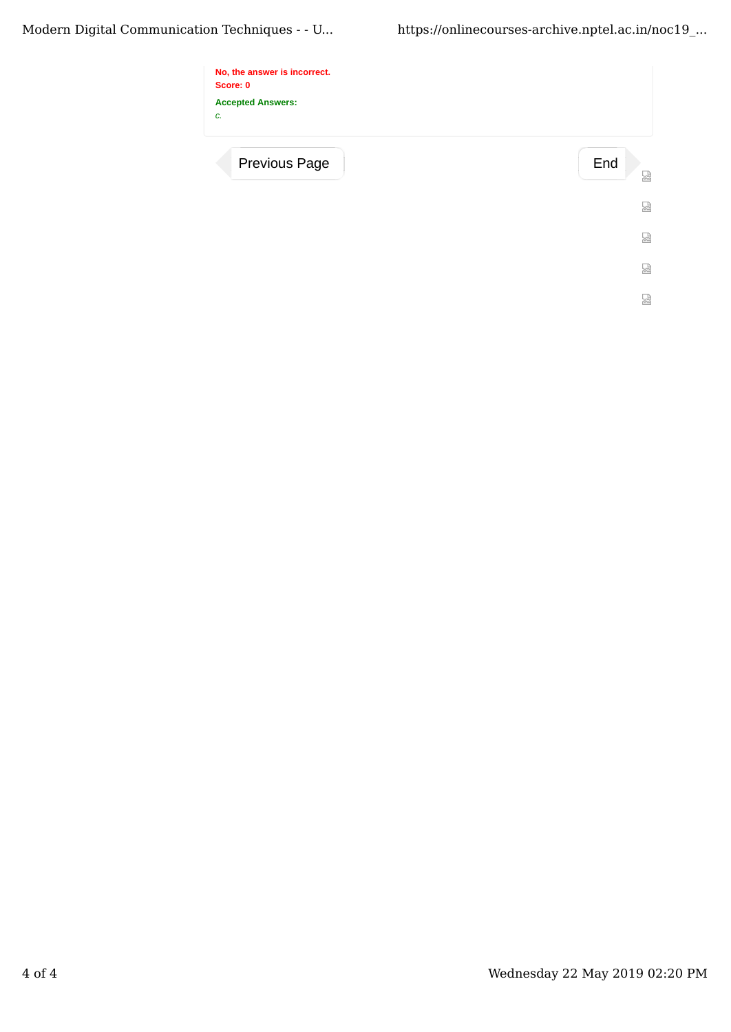No, the answer is incorrect.
Score: 0

Accepted Answers:
*c.*

Previous Page

End